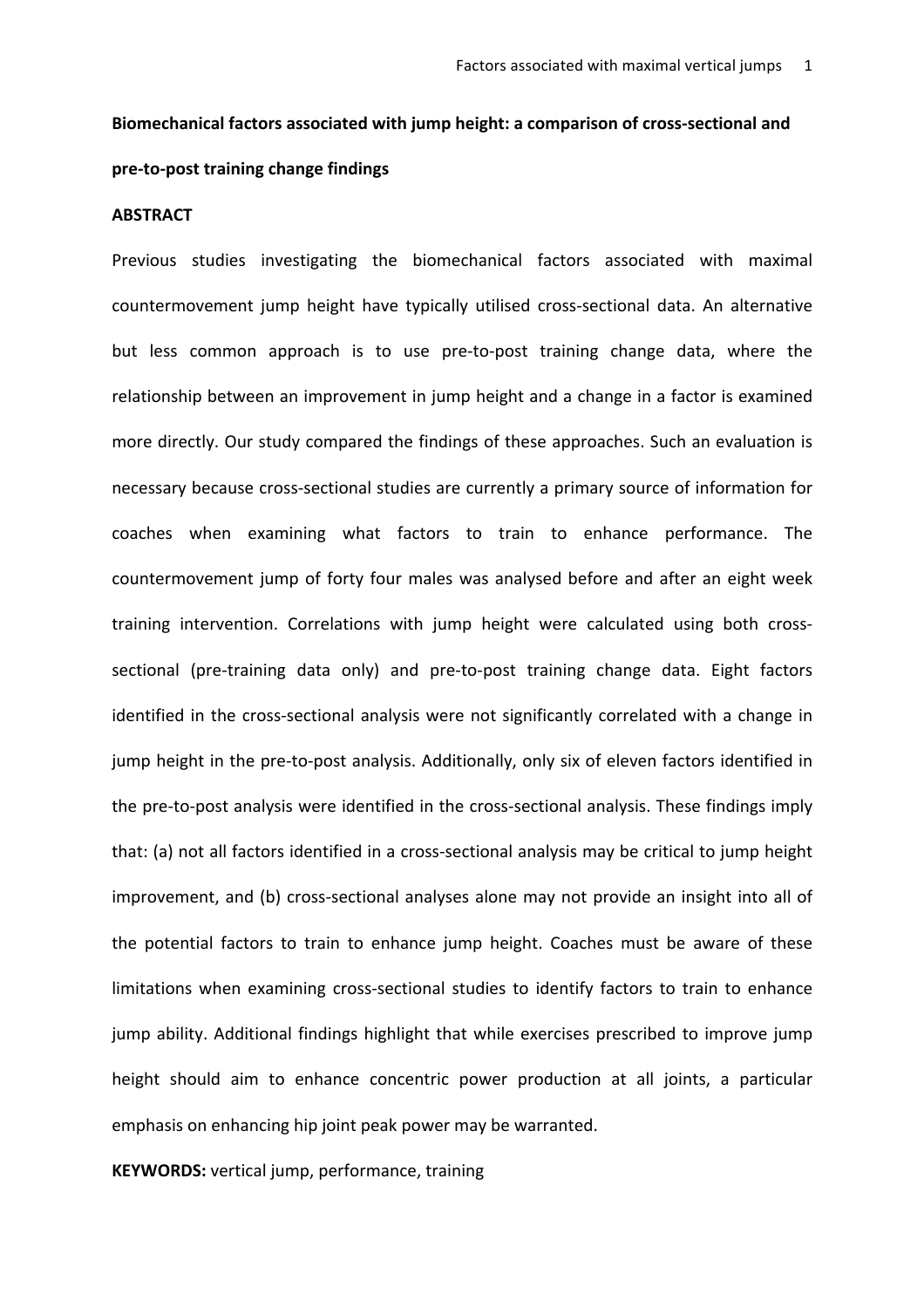**Biomechanical factors associated with jump height: a comparison of cross-sectional and pre-to-post training change findings**

**ABSTRACT**

Previous studies investigating the biomechanical factors associated with maximal countermovement jump height have typically utilised cross-sectional data. An alternative but less common approach is to use pre-to-post training change data, where the relationship between an improvement in jump height and a change in a factor is examined more directly. Our study compared the findings of these approaches. Such an evaluation is necessary because cross-sectional studies are currently a primary source of information for coaches when examining what factors to train to enhance performance. The countermovement jump of forty four males was analysed before and after an eight week training intervention. Correlations with jump height were calculated using both cross-sectional (pre-training data only) and pre-to-post training change data. Eight factors identified in the cross-sectional analysis were not significantly correlated with a change in jump height in the pre-to-post analysis. Additionally, only six of eleven factors identified in the pre-to-post analysis were identified in the cross-sectional analysis. These findings imply that: (a) not all factors identified in a cross-sectional analysis may be critical to jump height improvement, and (b) cross-sectional analyses alone may not provide an insight into all of the potential factors to train to enhance jump height. Coaches must be aware of these limitations when examining cross-sectional studies to identify factors to train to enhance jump ability. Additional findings highlight that while exercises prescribed to improve jump height should aim to enhance concentric power production at all joints, a particular emphasis on enhancing hip joint peak power may be warranted.

**KEYWORDS:** vertical jump, performance, training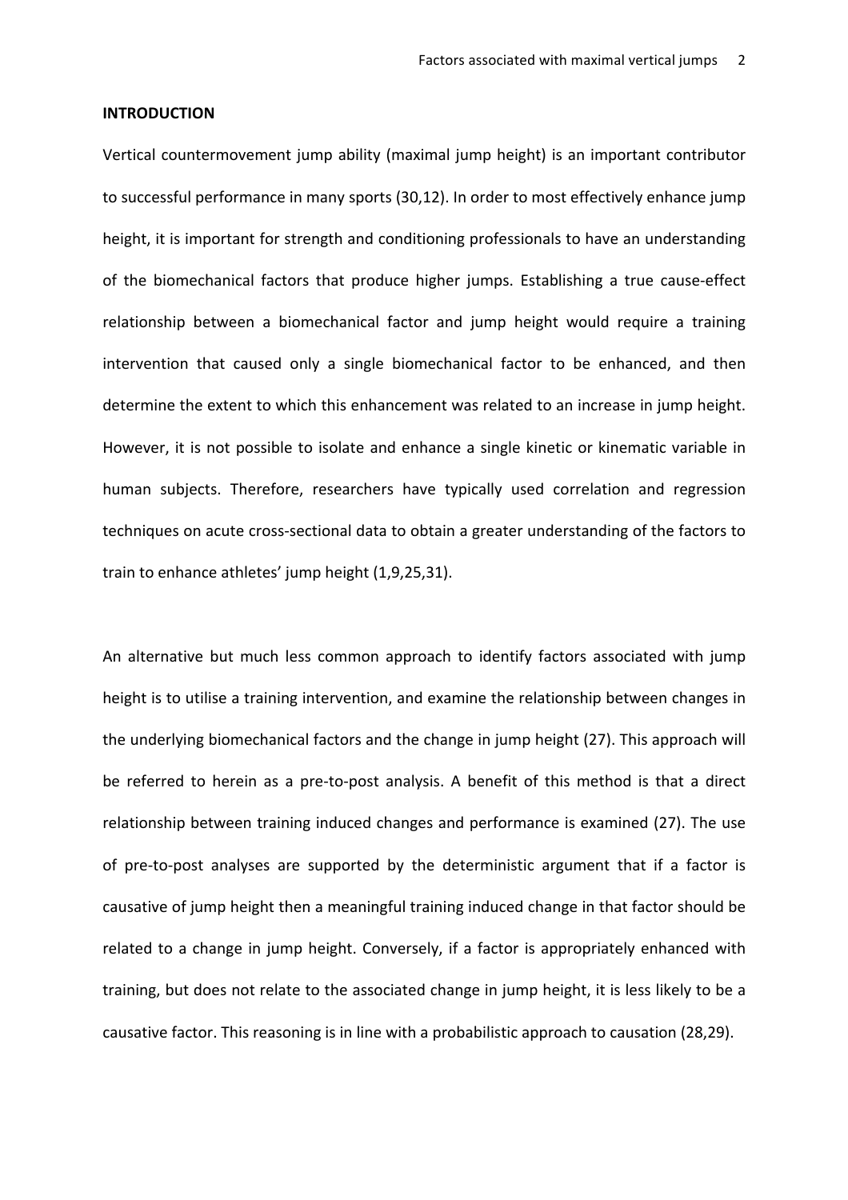**INTRODUCTION**

Vertical countermovement jump ability (maximal jump height) is an important contributor to successful performance in many sports (30,12). In order to most effectively enhance jump height, it is important for strength and conditioning professionals to have an understanding of the biomechanical factors that produce higher jumps. Establishing a true cause-effect relationship between a biomechanical factor and jump height would require a training intervention that caused only a single biomechanical factor to be enhanced, and then determine the extent to which this enhancement was related to an increase in jump height. However, it is not possible to isolate and enhance a single kinetic or kinematic variable in human subjects. Therefore, researchers have typically used correlation and regression techniques on acute cross-sectional data to obtain a greater understanding of the factors to train to enhance athletes' jump height (1,9,25,31).

An alternative but much less common approach to identify factors associated with jump height is to utilise a training intervention, and examine the relationship between changes in the underlying biomechanical factors and the change in jump height (27). This approach will be referred to herein as a pre-to-post analysis. A benefit of this method is that a direct relationship between training induced changes and performance is examined (27). The use of pre-to-post analyses are supported by the deterministic argument that if a factor is causative of jump height then a meaningful training induced change in that factor should be related to a change in jump height. Conversely, if a factor is appropriately enhanced with training, but does not relate to the associated change in jump height, it is less likely to be a causative factor. This reasoning is in line with a probabilistic approach to causation (28,29).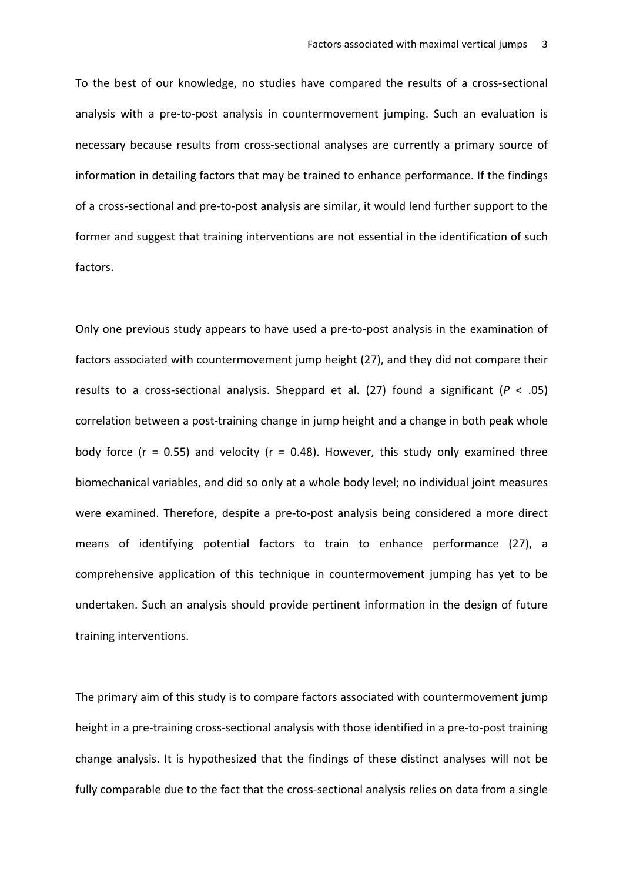To the best of our knowledge, no studies have compared the results of a cross-sectional analysis with a pre-to-post analysis in countermovement jumping. Such an evaluation is necessary because results from cross-sectional analyses are currently a primary source of information in detailing factors that may be trained to enhance performance. If the findings of a cross-sectional and pre-to-post analysis are similar, it would lend further support to the former and suggest that training interventions are not essential in the identification of such factors.

Only one previous study appears to have used a pre-to-post analysis in the examination of factors associated with countermovement jump height (27), and they did not compare their results to a cross-sectional analysis. Sheppard et al. (27) found a significant ($P < .05$) correlation between a post-training change in jump height and a change in both peak whole body force ($r = 0.55$) and velocity ($r = 0.48$). However, this study only examined three biomechanical variables, and did so only at a whole body level; no individual joint measures were examined. Therefore, despite a pre-to-post analysis being considered a more direct means of identifying potential factors to train to enhance performance (27), a comprehensive application of this technique in countermovement jumping has yet to be undertaken. Such an analysis should provide pertinent information in the design of future training interventions.

The primary aim of this study is to compare factors associated with countermovement jump height in a pre-training cross-sectional analysis with those identified in a pre-to-post training change analysis. It is hypothesized that the findings of these distinct analyses will not be fully comparable due to the fact that the cross-sectional analysis relies on data from a single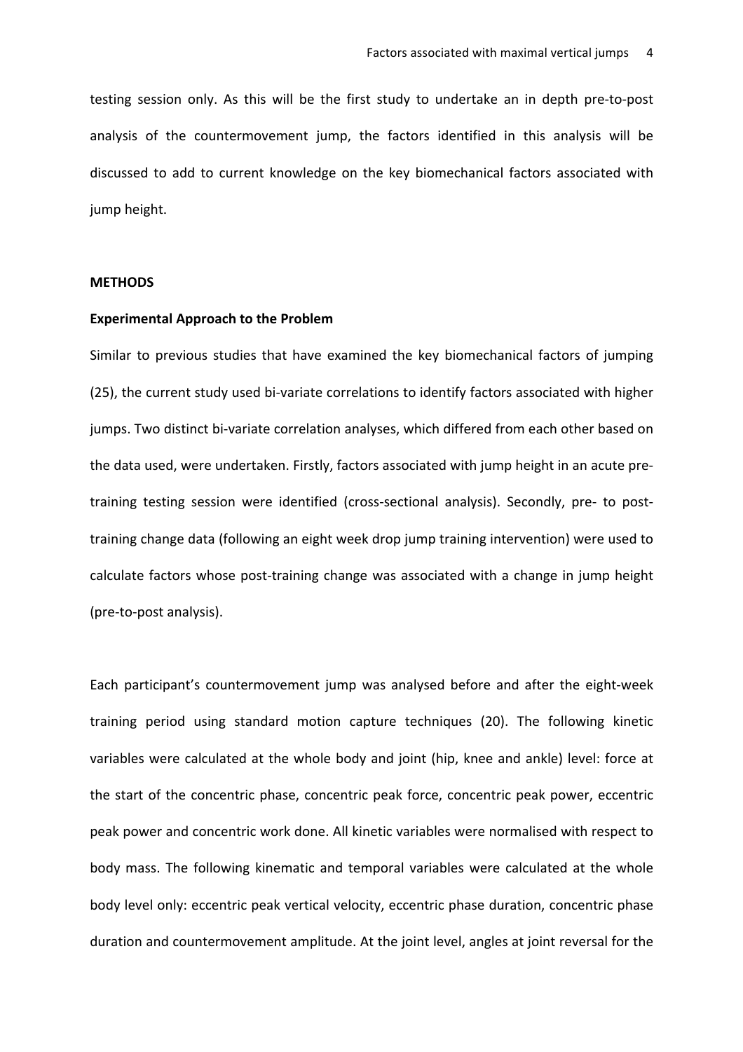testing session only. As this will be the first study to undertake an in depth pre-to-post analysis of the countermovement jump, the factors identified in this analysis will be discussed to add to current knowledge on the key biomechanical factors associated with jump height.

## METHODS

### Experimental Approach to the Problem

Similar to previous studies that have examined the key biomechanical factors of jumping (25), the current study used bi-variate correlations to identify factors associated with higher jumps. Two distinct bi-variate correlation analyses, which differed from each other based on the data used, were undertaken. Firstly, factors associated with jump height in an acute pre-training testing session were identified (cross-sectional analysis). Secondly, pre- to post-training change data (following an eight week drop jump training intervention) were used to calculate factors whose post-training change was associated with a change in jump height (pre-to-post analysis).

Each participant's countermovement jump was analysed before and after the eight-week training period using standard motion capture techniques (20). The following kinetic variables were calculated at the whole body and joint (hip, knee and ankle) level: force at the start of the concentric phase, concentric peak force, concentric peak power, eccentric peak power and concentric work done. All kinetic variables were normalised with respect to body mass. The following kinematic and temporal variables were calculated at the whole body level only: eccentric peak vertical velocity, eccentric phase duration, concentric phase duration and countermovement amplitude. At the joint level, angles at joint reversal for the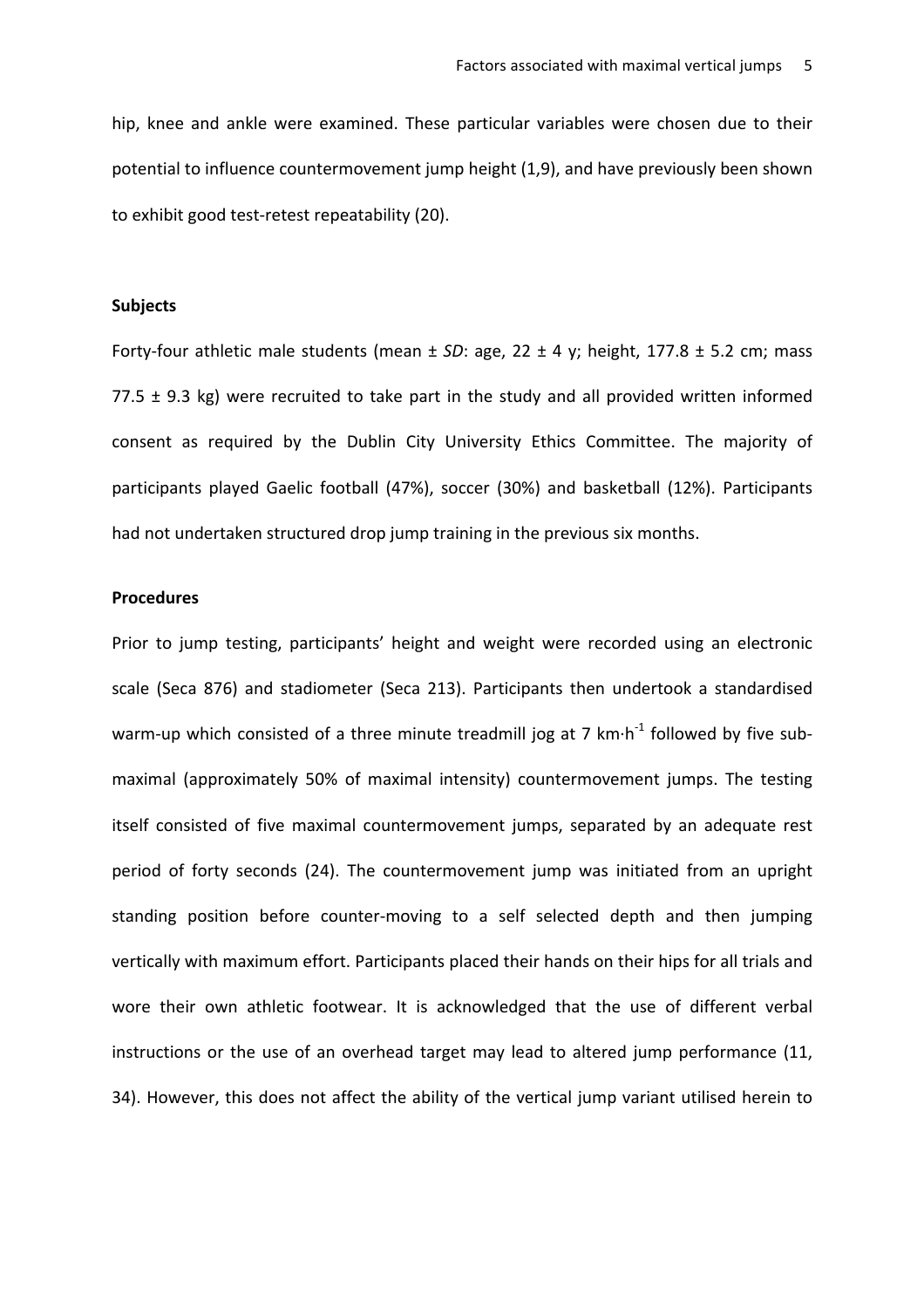hip, knee and ankle were examined. These particular variables were chosen due to their potential to influence countermovement jump height (1,9), and have previously been shown to exhibit good test-retest repeatability (20).

**Subjects**

Forty-four athletic male students (mean ± *SD*: age, 22 ± 4 y; height, 177.8 ± 5.2 cm; mass 77.5 ± 9.3 kg) were recruited to take part in the study and all provided written informed consent as required by the Dublin City University Ethics Committee. The majority of participants played Gaelic football (47%), soccer (30%) and basketball (12%). Participants had not undertaken structured drop jump training in the previous six months.

**Procedures**

Prior to jump testing, participants' height and weight were recorded using an electronic scale (Seca 876) and stadiometer (Seca 213). Participants then undertook a standardised warm-up which consisted of a three minute treadmill jog at 7 $km \cdot h^{-1}$ followed by five sub-maximal (approximately 50% of maximal intensity) countermovement jumps. The testing itself consisted of five maximal countermovement jumps, separated by an adequate rest period of forty seconds (24). The countermovement jump was initiated from an upright standing position before counter-moving to a self selected depth and then jumping vertically with maximum effort. Participants placed their hands on their hips for all trials and wore their own athletic footwear. It is acknowledged that the use of different verbal instructions or the use of an overhead target may lead to altered jump performance (11, 34). However, this does not affect the ability of the vertical jump variant utilised herein to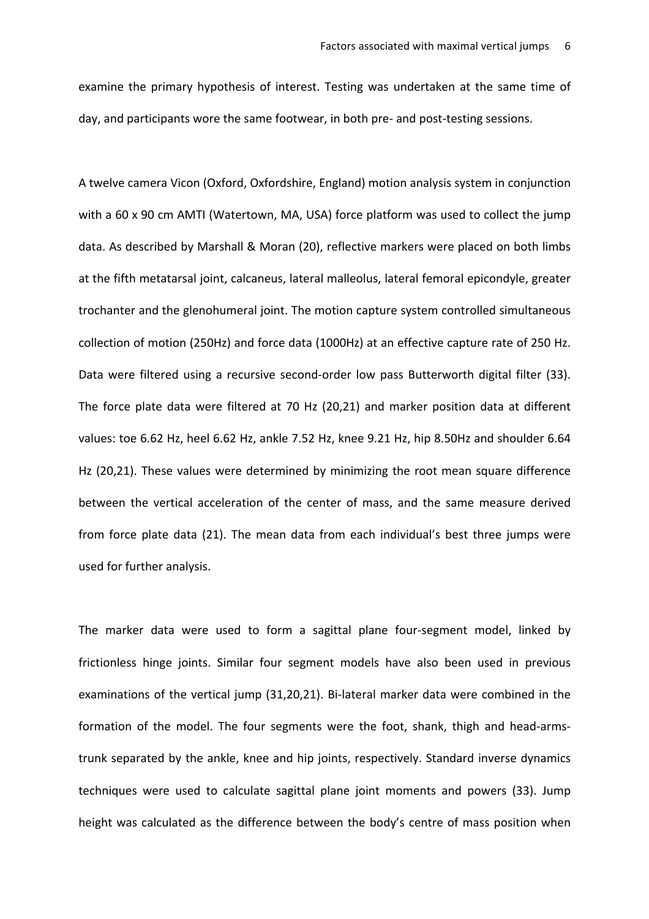examine the primary hypothesis of interest. Testing was undertaken at the same time of day, and participants wore the same footwear, in both pre- and post-testing sessions.

A twelve camera Vicon (Oxford, Oxfordshire, England) motion analysis system in conjunction with a 60 x 90 cm AMTI (Watertown, MA, USA) force platform was used to collect the jump data. As described by Marshall & Moran (20), reflective markers were placed on both limbs at the fifth metatarsal joint, calcaneus, lateral malleolus, lateral femoral epicondyle, greater trochanter and the glenohumeral joint. The motion capture system controlled simultaneous collection of motion (250Hz) and force data (1000Hz) at an effective capture rate of 250 Hz. Data were filtered using a recursive second-order low pass Butterworth digital filter (33). The force plate data were filtered at 70 Hz (20,21) and marker position data at different values: toe 6.62 Hz, heel 6.62 Hz, ankle 7.52 Hz, knee 9.21 Hz, hip 8.50Hz and shoulder 6.64 Hz (20,21). These values were determined by minimizing the root mean square difference between the vertical acceleration of the center of mass, and the same measure derived from force plate data (21). The mean data from each individual's best three jumps were used for further analysis.

The marker data were used to form a sagittal plane four-segment model, linked by frictionless hinge joints. Similar four segment models have also been used in previous examinations of the vertical jump (31,20,21). Bi-lateral marker data were combined in the formation of the model. The four segments were the foot, shank, thigh and head-arms-trunk separated by the ankle, knee and hip joints, respectively. Standard inverse dynamics techniques were used to calculate sagittal plane joint moments and powers (33). Jump height was calculated as the difference between the body's centre of mass position when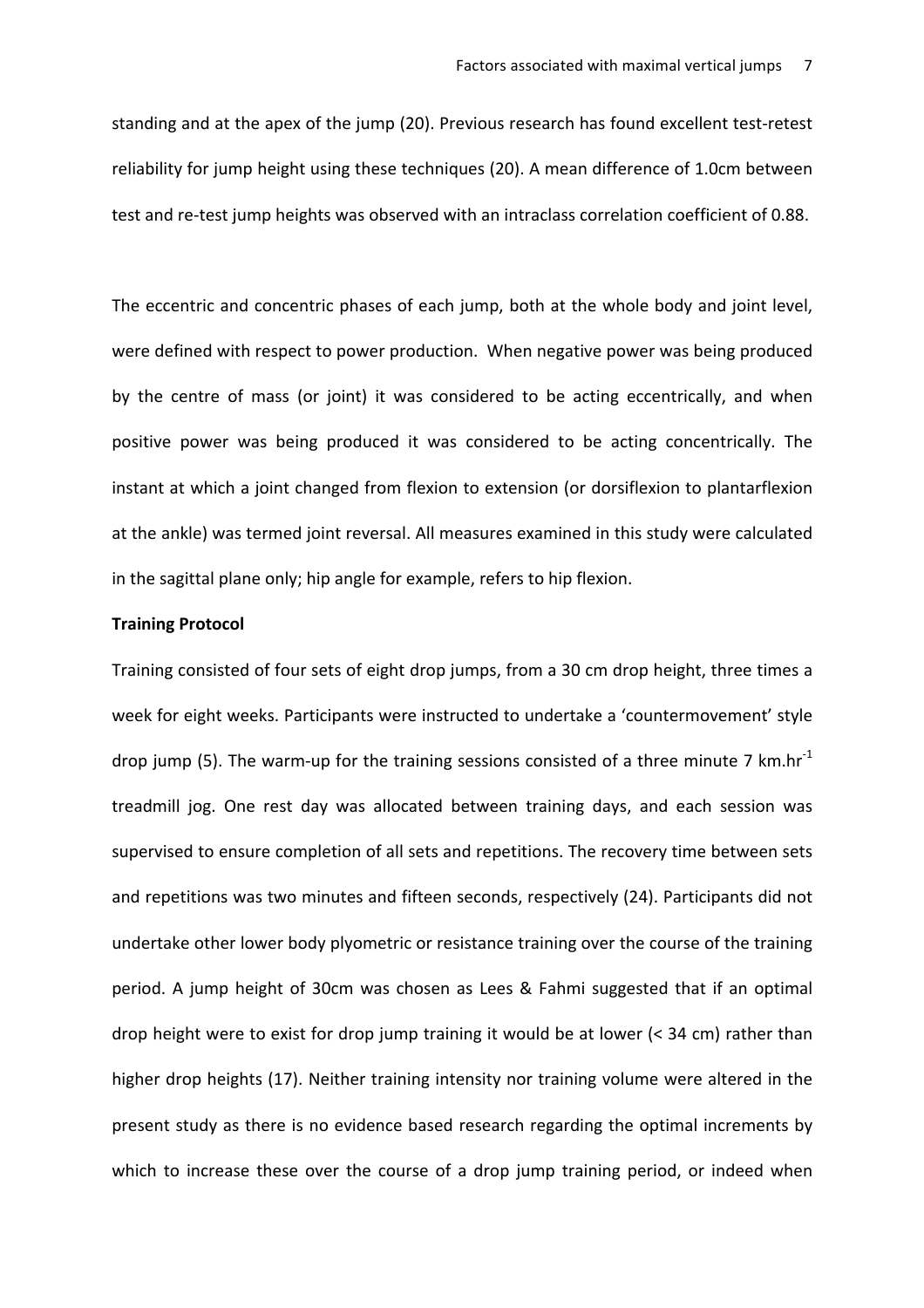standing and at the apex of the jump (20). Previous research has found excellent test-retest reliability for jump height using these techniques (20). A mean difference of 1.0cm between test and re-test jump heights was observed with an intraclass correlation coefficient of 0.88.

The eccentric and concentric phases of each jump, both at the whole body and joint level, were defined with respect to power production. When negative power was being produced by the centre of mass (or joint) it was considered to be acting eccentrically, and when positive power was being produced it was considered to be acting concentrically. The instant at which a joint changed from flexion to extension (or dorsiflexion to plantarflexion at the ankle) was termed joint reversal. All measures examined in this study were calculated in the sagittal plane only; hip angle for example, refers to hip flexion.

**Training Protocol**

Training consisted of four sets of eight drop jumps, from a 30 cm drop height, three times a week for eight weeks. Participants were instructed to undertake a 'countermovement' style drop jump (5). The warm-up for the training sessions consisted of a three minute 7 km.hr$^{-1}$ treadmill jog. One rest day was allocated between training days, and each session was supervised to ensure completion of all sets and repetitions. The recovery time between sets and repetitions was two minutes and fifteen seconds, respectively (24). Participants did not undertake other lower body plyometric or resistance training over the course of the training period. A jump height of 30cm was chosen as Lees & Fahmi suggested that if an optimal drop height were to exist for drop jump training it would be at lower (< 34 cm) rather than higher drop heights (17). Neither training intensity nor training volume were altered in the present study as there is no evidence based research regarding the optimal increments by which to increase these over the course of a drop jump training period, or indeed when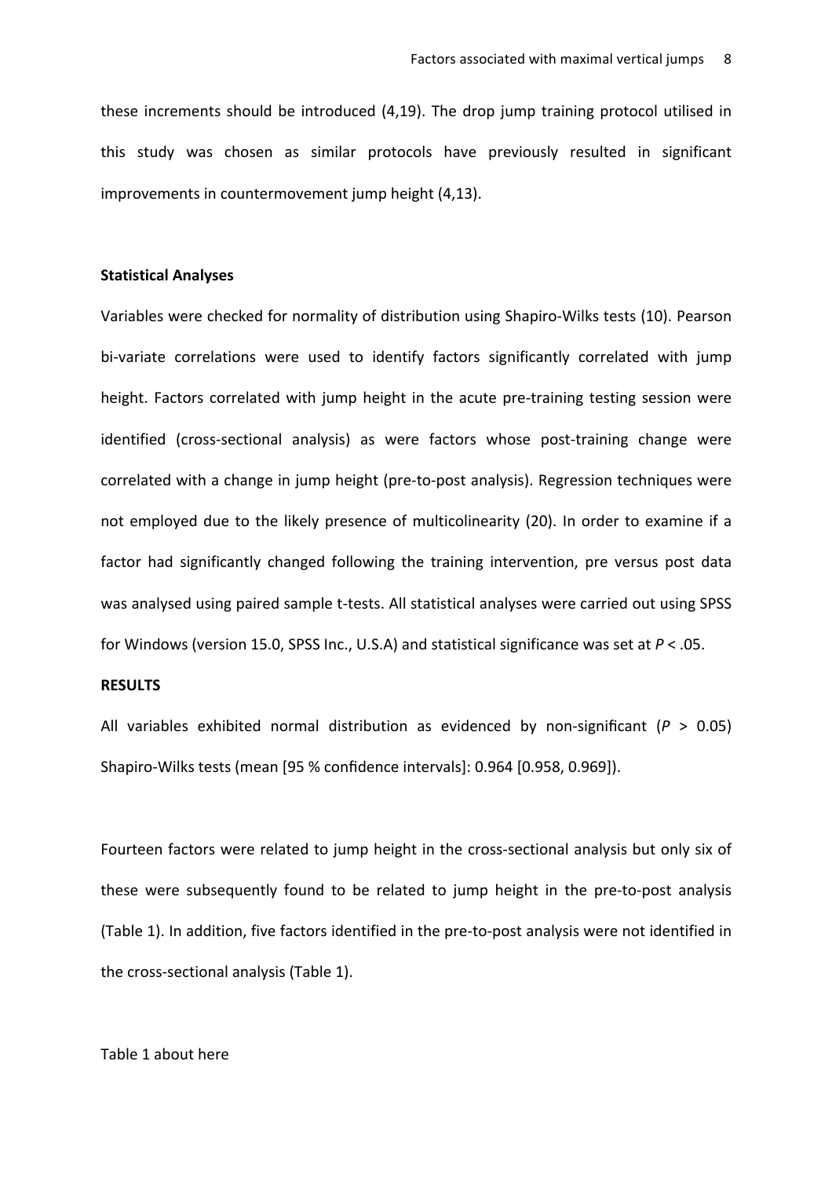these increments should be introduced (4,19). The drop jump training protocol utilised in this study was chosen as similar protocols have previously resulted in significant improvements in countermovement jump height (4,13).

**Statistical Analyses**

Variables were checked for normality of distribution using Shapiro-Wilks tests (10). Pearson bi-variate correlations were used to identify factors significantly correlated with jump height. Factors correlated with jump height in the acute pre-training testing session were identified (cross-sectional analysis) as were factors whose post-training change were correlated with a change in jump height (pre-to-post analysis). Regression techniques were not employed due to the likely presence of multicolinearity (20). In order to examine if a factor had significantly changed following the training intervention, pre versus post data was analysed using paired sample t-tests. All statistical analyses were carried out using SPSS for Windows (version 15.0, SPSS Inc., U.S.A) and statistical significance was set at $P < .05$.

**RESULTS**

All variables exhibited normal distribution as evidenced by non-significant ($P > 0.05$) Shapiro-Wilks tests (mean [95 % confidence intervals]: 0.964 [0.958, 0.969]).

Fourteen factors were related to jump height in the cross-sectional analysis but only six of these were subsequently found to be related to jump height in the pre-to-post analysis (Table 1). In addition, five factors identified in the pre-to-post analysis were not identified in the cross-sectional analysis (Table 1).

Table 1 about here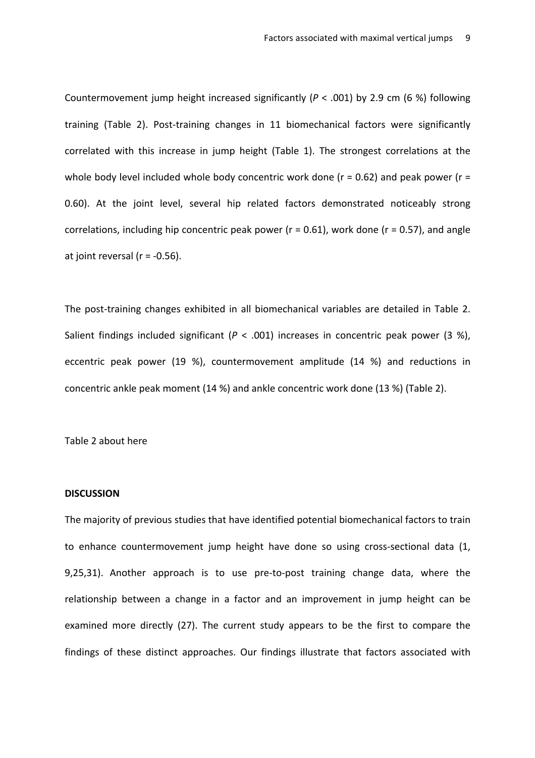Countermovement jump height increased significantly ($P < .001$) by 2.9 cm (6 %) following training (Table 2). Post-training changes in 11 biomechanical factors were significantly correlated with this increase in jump height (Table 1). The strongest correlations at the whole body level included whole body concentric work done (r = 0.62) and peak power (r = 0.60). At the joint level, several hip related factors demonstrated noticeably strong correlations, including hip concentric peak power (r = 0.61), work done (r = 0.57), and angle at joint reversal (r = -0.56).

The post-training changes exhibited in all biomechanical variables are detailed in Table 2. Salient findings included significant ($P < .001$) increases in concentric peak power (3 %), eccentric peak power (19 %), countermovement amplitude (14 %) and reductions in concentric ankle peak moment (14 %) and ankle concentric work done (13 %) (Table 2).

Table 2 about here

**DISCUSSION**

The majority of previous studies that have identified potential biomechanical factors to train to enhance countermovement jump height have done so using cross-sectional data (1, 9,25,31). Another approach is to use pre-to-post training change data, where the relationship between a change in a factor and an improvement in jump height can be examined more directly (27). The current study appears to be the first to compare the findings of these distinct approaches. Our findings illustrate that factors associated with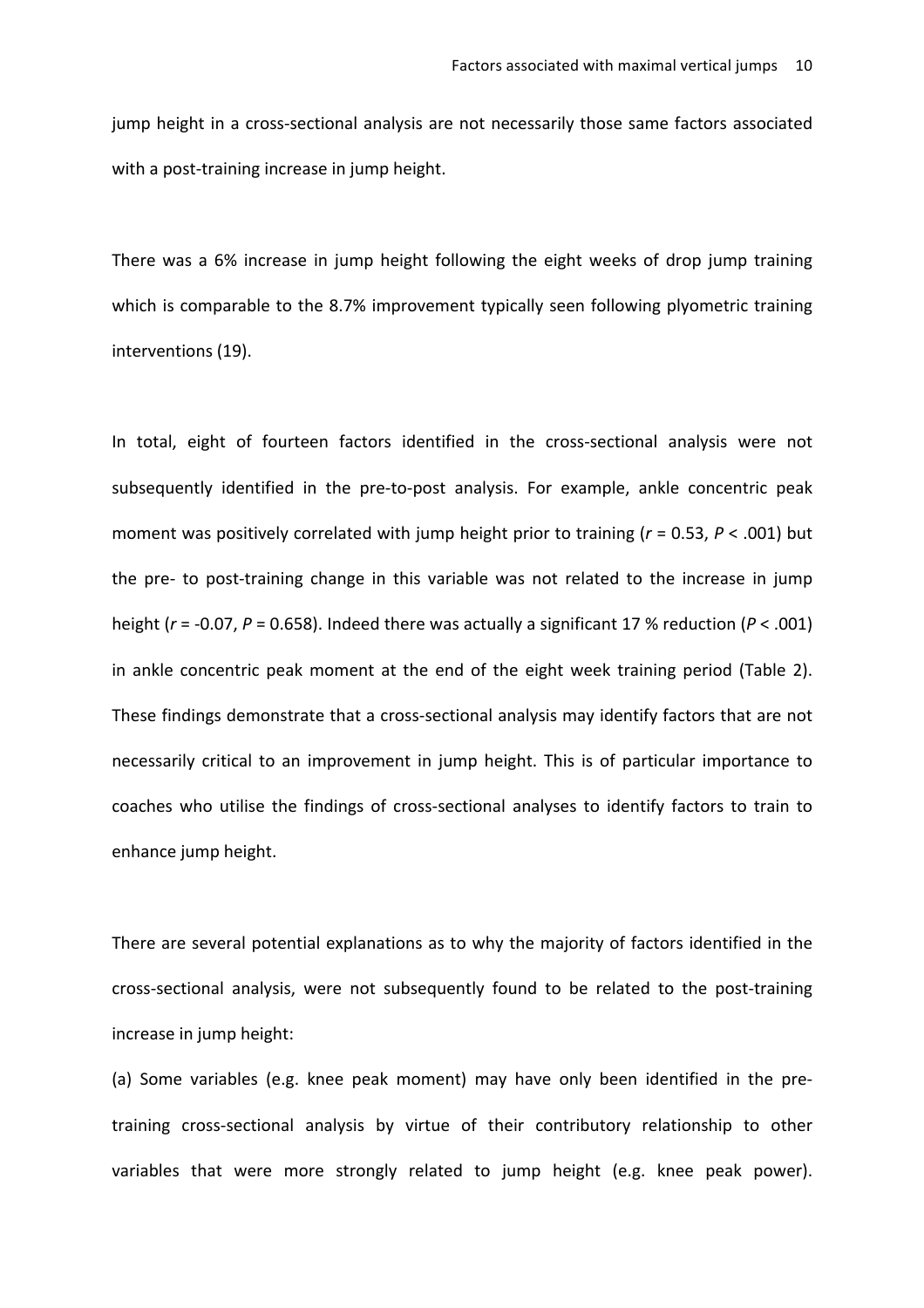jump height in a cross-sectional analysis are not necessarily those same factors associated with a post-training increase in jump height.

There was a 6% increase in jump height following the eight weeks of drop jump training which is comparable to the 8.7% improvement typically seen following plyometric training interventions (19).

In total, eight of fourteen factors identified in the cross-sectional analysis were not subsequently identified in the pre-to-post analysis. For example, ankle concentric peak moment was positively correlated with jump height prior to training ($r = 0.53$, $P < .001$) but the pre- to post-training change in this variable was not related to the increase in jump height ($r = -0.07$, $P = 0.658$). Indeed there was actually a significant 17 % reduction ($P < .001$) in ankle concentric peak moment at the end of the eight week training period (Table 2). These findings demonstrate that a cross-sectional analysis may identify factors that are not necessarily critical to an improvement in jump height. This is of particular importance to coaches who utilise the findings of cross-sectional analyses to identify factors to train to enhance jump height.

There are several potential explanations as to why the majority of factors identified in the cross-sectional analysis, were not subsequently found to be related to the post-training increase in jump height:

(a) Some variables (e.g. knee peak moment) may have only been identified in the pre-training cross-sectional analysis by virtue of their contributory relationship to other variables that were more strongly related to jump height (e.g. knee peak power).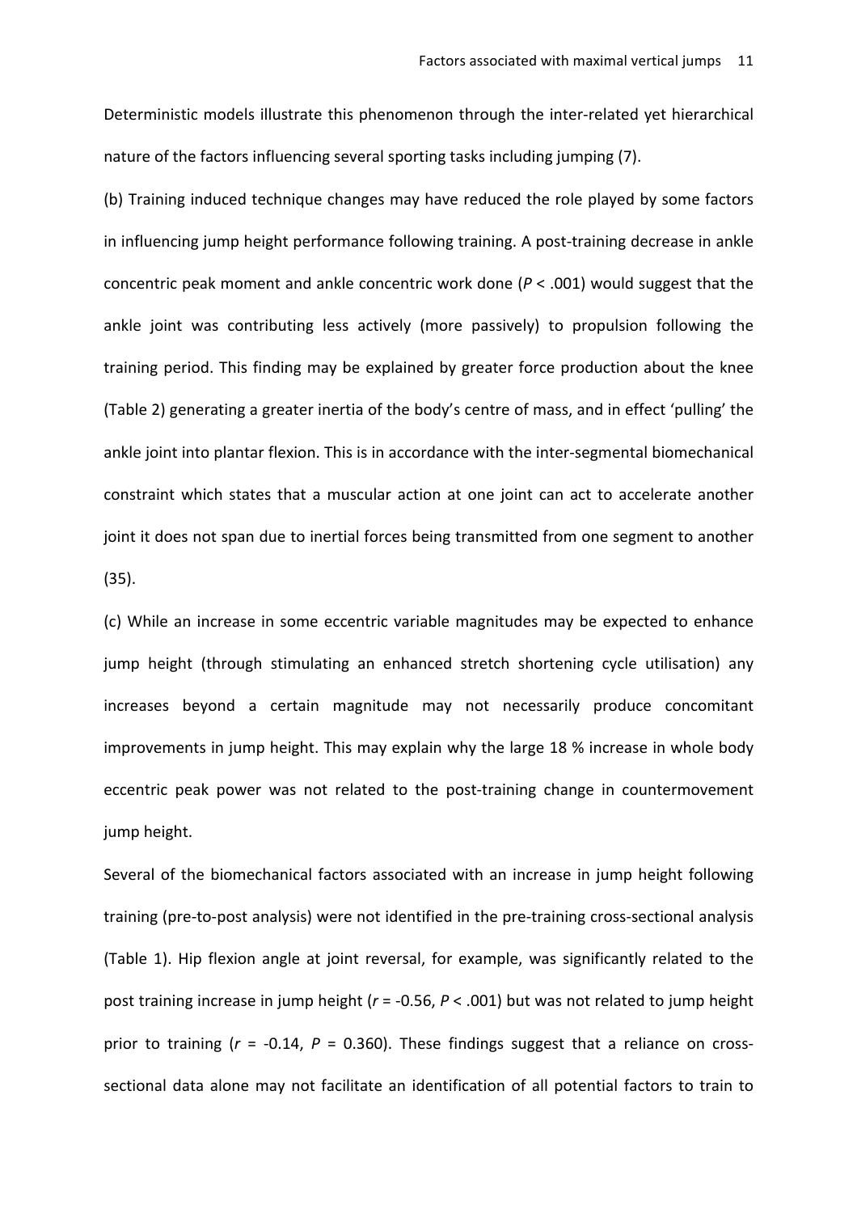Deterministic models illustrate this phenomenon through the inter-related yet hierarchical nature of the factors influencing several sporting tasks including jumping (7).

(b) Training induced technique changes may have reduced the role played by some factors in influencing jump height performance following training. A post-training decrease in ankle concentric peak moment and ankle concentric work done ($P < .001$) would suggest that the ankle joint was contributing less actively (more passively) to propulsion following the training period. This finding may be explained by greater force production about the knee (Table 2) generating a greater inertia of the body's centre of mass, and in effect 'pulling' the ankle joint into plantar flexion. This is in accordance with the inter-segmental biomechanical constraint which states that a muscular action at one joint can act to accelerate another joint it does not span due to inertial forces being transmitted from one segment to another (35).

(c) While an increase in some eccentric variable magnitudes may be expected to enhance jump height (through stimulating an enhanced stretch shortening cycle utilisation) any increases beyond a certain magnitude may not necessarily produce concomitant improvements in jump height. This may explain why the large 18 % increase in whole body eccentric peak power was not related to the post-training change in countermovement jump height.

Several of the biomechanical factors associated with an increase in jump height following training (pre-to-post analysis) were not identified in the pre-training cross-sectional analysis (Table 1). Hip flexion angle at joint reversal, for example, was significantly related to the post training increase in jump height ($r = -0.56$, $P < .001$) but was not related to jump height prior to training ($r = -0.14$, $P = 0.360$). These findings suggest that a reliance on cross-sectional data alone may not facilitate an identification of all potential factors to train to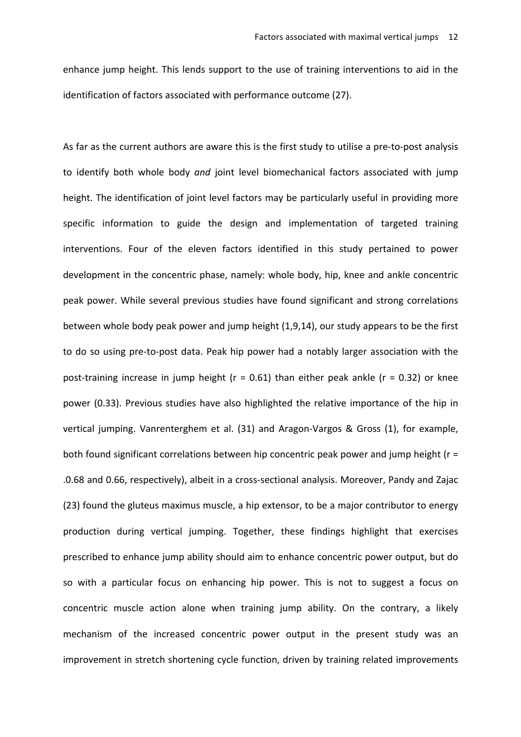enhance jump height. This lends support to the use of training interventions to aid in the identification of factors associated with performance outcome (27).

As far as the current authors are aware this is the first study to utilise a pre-to-post analysis to identify both whole body *and* joint level biomechanical factors associated with jump height. The identification of joint level factors may be particularly useful in providing more specific information to guide the design and implementation of targeted training interventions. Four of the eleven factors identified in this study pertained to power development in the concentric phase, namely: whole body, hip, knee and ankle concentric peak power. While several previous studies have found significant and strong correlations between whole body peak power and jump height (1,9,14), our study appears to be the first to do so using pre-to-post data. Peak hip power had a notably larger association with the post-training increase in jump height ($r = 0.61$) than either peak ankle ($r = 0.32$) or knee power (0.33). Previous studies have also highlighted the relative importance of the hip in vertical jumping. Vanrenterghem et al. (31) and Aragon-Vargos & Gross (1), for example, both found significant correlations between hip concentric peak power and jump height ($r =$ .0.68 and 0.66, respectively), albeit in a cross-sectional analysis. Moreover, Pandy and Zajac (23) found the gluteus maximus muscle, a hip extensor, to be a major contributor to energy production during vertical jumping. Together, these findings highlight that exercises prescribed to enhance jump ability should aim to enhance concentric power output, but do so with a particular focus on enhancing hip power. This is not to suggest a focus on concentric muscle action alone when training jump ability. On the contrary, a likely mechanism of the increased concentric power output in the present study was an improvement in stretch shortening cycle function, driven by training related improvements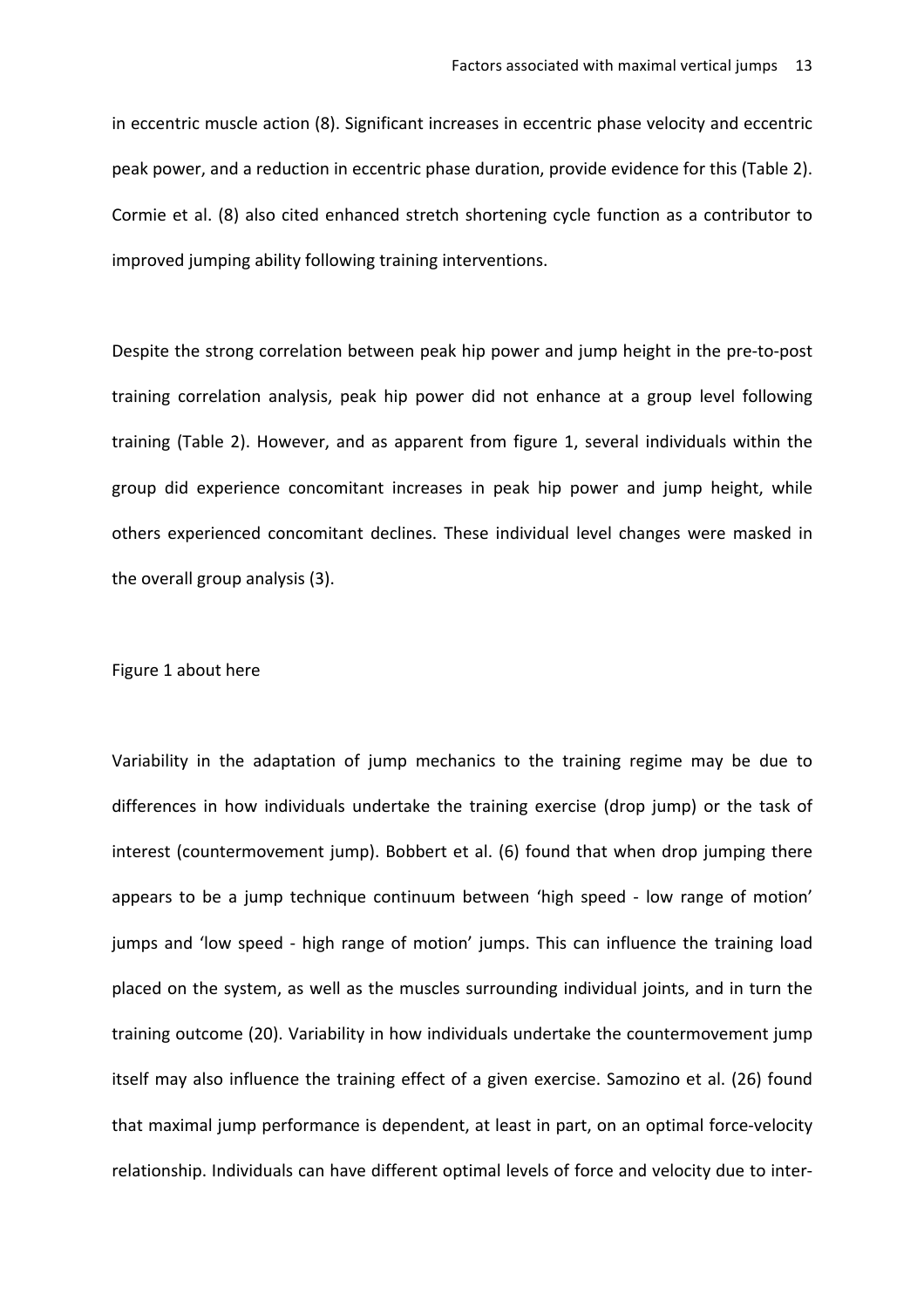in eccentric muscle action (8). Significant increases in eccentric phase velocity and eccentric peak power, and a reduction in eccentric phase duration, provide evidence for this (Table 2). Cormie et al. (8) also cited enhanced stretch shortening cycle function as a contributor to improved jumping ability following training interventions.

Despite the strong correlation between peak hip power and jump height in the pre-to-post training correlation analysis, peak hip power did not enhance at a group level following training (Table 2). However, and as apparent from figure 1, several individuals within the group did experience concomitant increases in peak hip power and jump height, while others experienced concomitant declines. These individual level changes were masked in the overall group analysis (3).

Figure 1 about here

Variability in the adaptation of jump mechanics to the training regime may be due to differences in how individuals undertake the training exercise (drop jump) or the task of interest (countermovement jump). Bobbert et al. (6) found that when drop jumping there appears to be a jump technique continuum between 'high speed - low range of motion' jumps and 'low speed - high range of motion' jumps. This can influence the training load placed on the system, as well as the muscles surrounding individual joints, and in turn the training outcome (20). Variability in how individuals undertake the countermovement jump itself may also influence the training effect of a given exercise. Samozino et al. (26) found that maximal jump performance is dependent, at least in part, on an optimal force-velocity relationship. Individuals can have different optimal levels of force and velocity due to inter-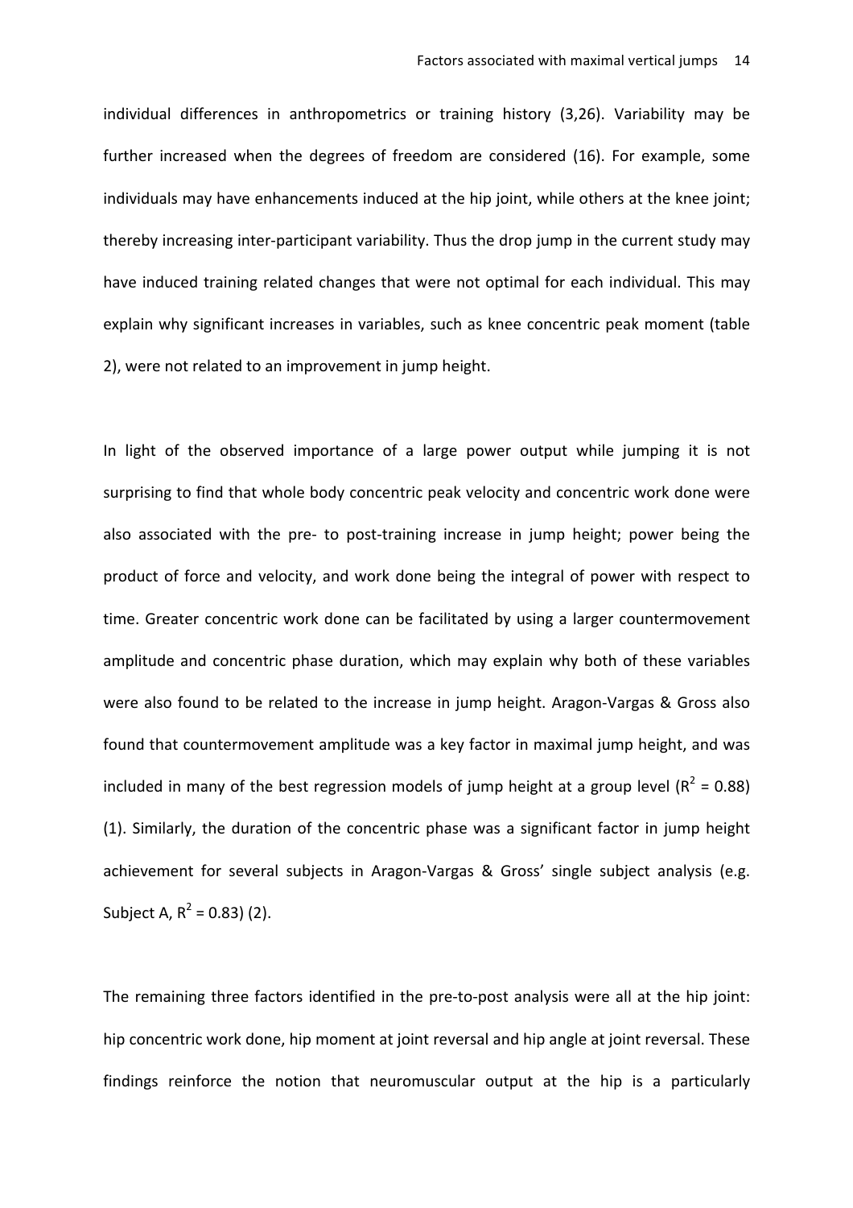individual differences in anthropometrics or training history (3,26). Variability may be further increased when the degrees of freedom are considered (16). For example, some individuals may have enhancements induced at the hip joint, while others at the knee joint; thereby increasing inter-participant variability. Thus the drop jump in the current study may have induced training related changes that were not optimal for each individual. This may explain why significant increases in variables, such as knee concentric peak moment (table 2), were not related to an improvement in jump height.

In light of the observed importance of a large power output while jumping it is not surprising to find that whole body concentric peak velocity and concentric work done were also associated with the pre- to post-training increase in jump height; power being the product of force and velocity, and work done being the integral of power with respect to time. Greater concentric work done can be facilitated by using a larger countermovement amplitude and concentric phase duration, which may explain why both of these variables were also found to be related to the increase in jump height. Aragon-Vargas & Gross also found that countermovement amplitude was a key factor in maximal jump height, and was included in many of the best regression models of jump height at a group level ($R^2$ = 0.88) (1). Similarly, the duration of the concentric phase was a significant factor in jump height achievement for several subjects in Aragon-Vargas & Gross' single subject analysis (e.g. Subject A, $R^2$ = 0.83) (2).

The remaining three factors identified in the pre-to-post analysis were all at the hip joint: hip concentric work done, hip moment at joint reversal and hip angle at joint reversal. These findings reinforce the notion that neuromuscular output at the hip is a particularly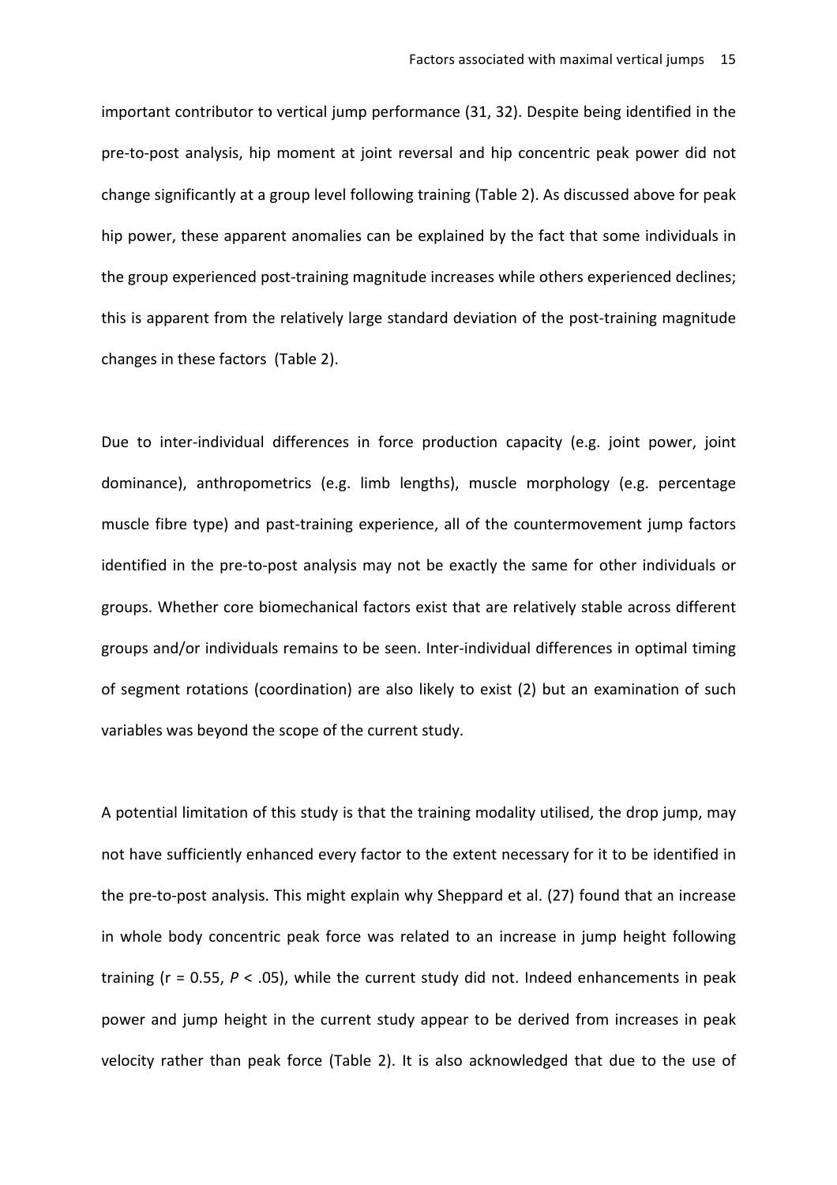important contributor to vertical jump performance (31, 32). Despite being identified in the pre-to-post analysis, hip moment at joint reversal and hip concentric peak power did not change significantly at a group level following training (Table 2). As discussed above for peak hip power, these apparent anomalies can be explained by the fact that some individuals in the group experienced post-training magnitude increases while others experienced declines; this is apparent from the relatively large standard deviation of the post-training magnitude changes in these factors (Table 2).

Due to inter-individual differences in force production capacity (e.g. joint power, joint dominance), anthropometrics (e.g. limb lengths), muscle morphology (e.g. percentage muscle fibre type) and past-training experience, all of the countermovement jump factors identified in the pre-to-post analysis may not be exactly the same for other individuals or groups. Whether core biomechanical factors exist that are relatively stable across different groups and/or individuals remains to be seen. Inter-individual differences in optimal timing of segment rotations (coordination) are also likely to exist (2) but an examination of such variables was beyond the scope of the current study.

A potential limitation of this study is that the training modality utilised, the drop jump, may not have sufficiently enhanced every factor to the extent necessary for it to be identified in the pre-to-post analysis. This might explain why Sheppard et al. (27) found that an increase in whole body concentric peak force was related to an increase in jump height following training ($r = 0.55$, $P < .05$), while the current study did not. Indeed enhancements in peak power and jump height in the current study appear to be derived from increases in peak velocity rather than peak force (Table 2). It is also acknowledged that due to the use of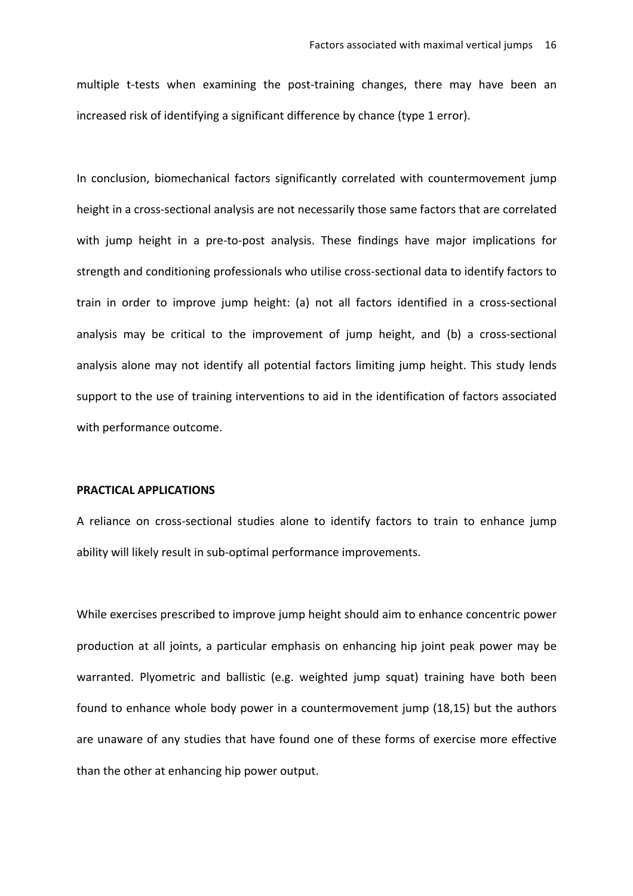multiple t-tests when examining the post-training changes, there may have been an increased risk of identifying a significant difference by chance (type 1 error).

In conclusion, biomechanical factors significantly correlated with countermovement jump height in a cross-sectional analysis are not necessarily those same factors that are correlated with jump height in a pre-to-post analysis. These findings have major implications for strength and conditioning professionals who utilise cross-sectional data to identify factors to train in order to improve jump height: (a) not all factors identified in a cross-sectional analysis may be critical to the improvement of jump height, and (b) a cross-sectional analysis alone may not identify all potential factors limiting jump height. This study lends support to the use of training interventions to aid in the identification of factors associated with performance outcome.

## PRACTICAL APPLICATIONS

A reliance on cross-sectional studies alone to identify factors to train to enhance jump ability will likely result in sub-optimal performance improvements.

While exercises prescribed to improve jump height should aim to enhance concentric power production at all joints, a particular emphasis on enhancing hip joint peak power may be warranted. Plyometric and ballistic (e.g. weighted jump squat) training have both been found to enhance whole body power in a countermovement jump (18,15) but the authors are unaware of any studies that have found one of these forms of exercise more effective than the other at enhancing hip power output.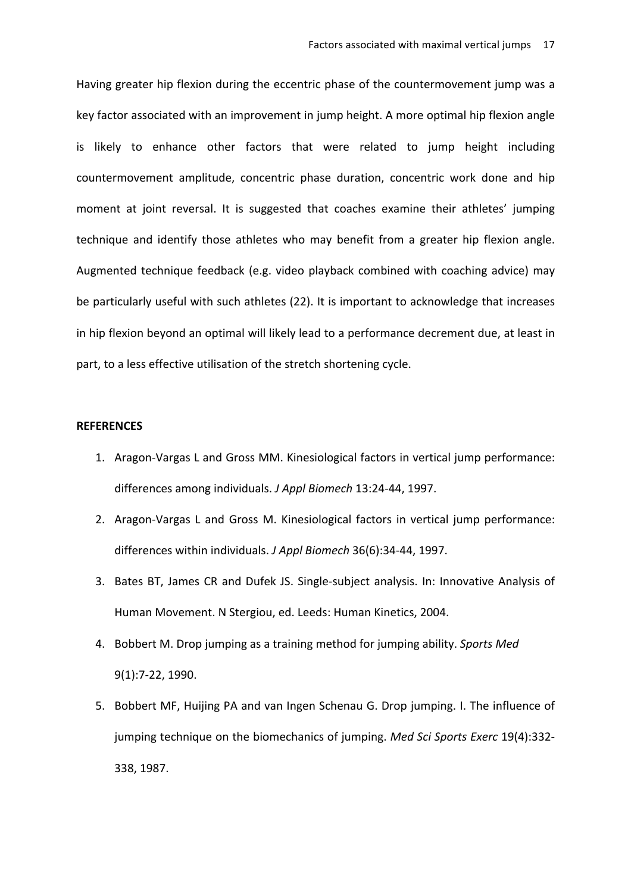Having greater hip flexion during the eccentric phase of the countermovement jump was a key factor associated with an improvement in jump height. A more optimal hip flexion angle is likely to enhance other factors that were related to jump height including countermovement amplitude, concentric phase duration, concentric work done and hip moment at joint reversal. It is suggested that coaches examine their athletes' jumping technique and identify those athletes who may benefit from a greater hip flexion angle. Augmented technique feedback (e.g. video playback combined with coaching advice) may be particularly useful with such athletes (22). It is important to acknowledge that increases in hip flexion beyond an optimal will likely lead to a performance decrement due, at least in part, to a less effective utilisation of the stretch shortening cycle.

**REFERENCES**

1. Aragon-Vargas L and Gross MM. Kinesiological factors in vertical jump performance: differences among individuals. *J Appl Biomech* 13:24-44, 1997.
2. Aragon-Vargas L and Gross M. Kinesiological factors in vertical jump performance: differences within individuals. *J Appl Biomech* 36(6):34-44, 1997.
3. Bates BT, James CR and Dufek JS. Single-subject analysis. In: Innovative Analysis of Human Movement. N Stergiou, ed. Leeds: Human Kinetics, 2004.
4. Bobbert M. Drop jumping as a training method for jumping ability. *Sports Med* 9(1):7-22, 1990.
5. Bobbert MF, Huijing PA and van Ingen Schenau G. Drop jumping. I. The influence of jumping technique on the biomechanics of jumping. *Med Sci Sports Exerc* 19(4):332-338, 1987.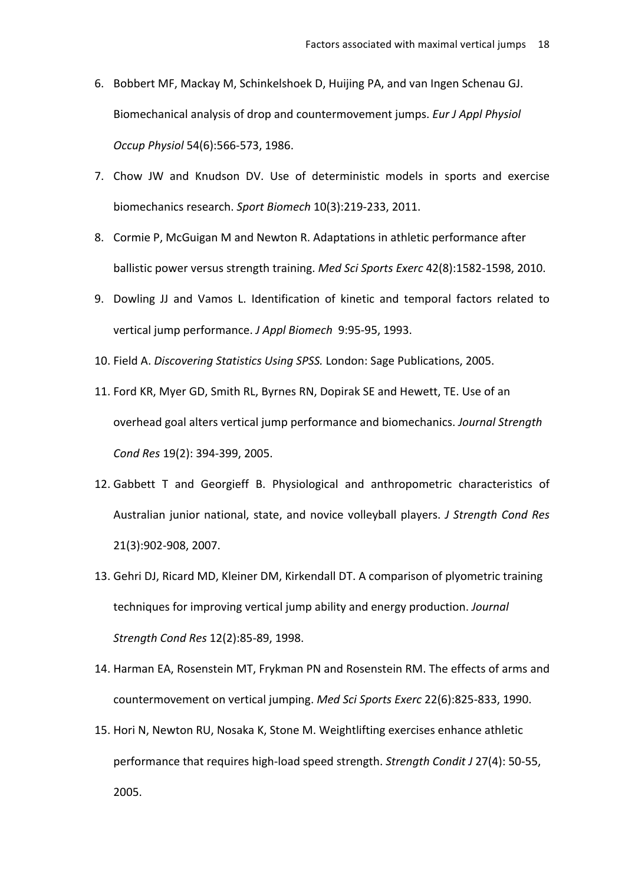6. Bobbert MF, Mackay M, Schinkelshoek D, Huijing PA, and van Ingen Schenau GJ. Biomechanical analysis of drop and countermovement jumps. *Eur J Appl Physiol Occup Physiol* 54(6):566-573, 1986.
7. Chow JW and Knudson DV. Use of deterministic models in sports and exercise biomechanics research. *Sport Biomech* 10(3):219-233, 2011.
8. Cormie P, McGuigan M and Newton R. Adaptations in athletic performance after ballistic power versus strength training. *Med Sci Sports Exerc* 42(8):1582-1598, 2010.
9. Dowling JJ and Vamos L. Identification of kinetic and temporal factors related to vertical jump performance. *J Appl Biomech* 9:95-95, 1993.
10. Field A. *Discovering Statistics Using SPSS.* London: Sage Publications, 2005.
11. Ford KR, Myer GD, Smith RL, Byrnes RN, Dopirak SE and Hewett, TE. Use of an overhead goal alters vertical jump performance and biomechanics. *Journal Strength Cond Res* 19(2): 394-399, 2005.
12. Gabbett T and Georgieff B. Physiological and anthropometric characteristics of Australian junior national, state, and novice volleyball players. *J Strength Cond Res* 21(3):902-908, 2007.
13. Gehri DJ, Ricard MD, Kleiner DM, Kirkendall DT. A comparison of plyometric training techniques for improving vertical jump ability and energy production. *Journal Strength Cond Res* 12(2):85-89, 1998.
14. Harman EA, Rosenstein MT, Frykman PN and Rosenstein RM. The effects of arms and countermovement on vertical jumping. *Med Sci Sports Exerc* 22(6):825-833, 1990.
15. Hori N, Newton RU, Nosaka K, Stone M. Weightlifting exercises enhance athletic performance that requires high-load speed strength. *Strength Condit J* 27(4): 50-55, 2005.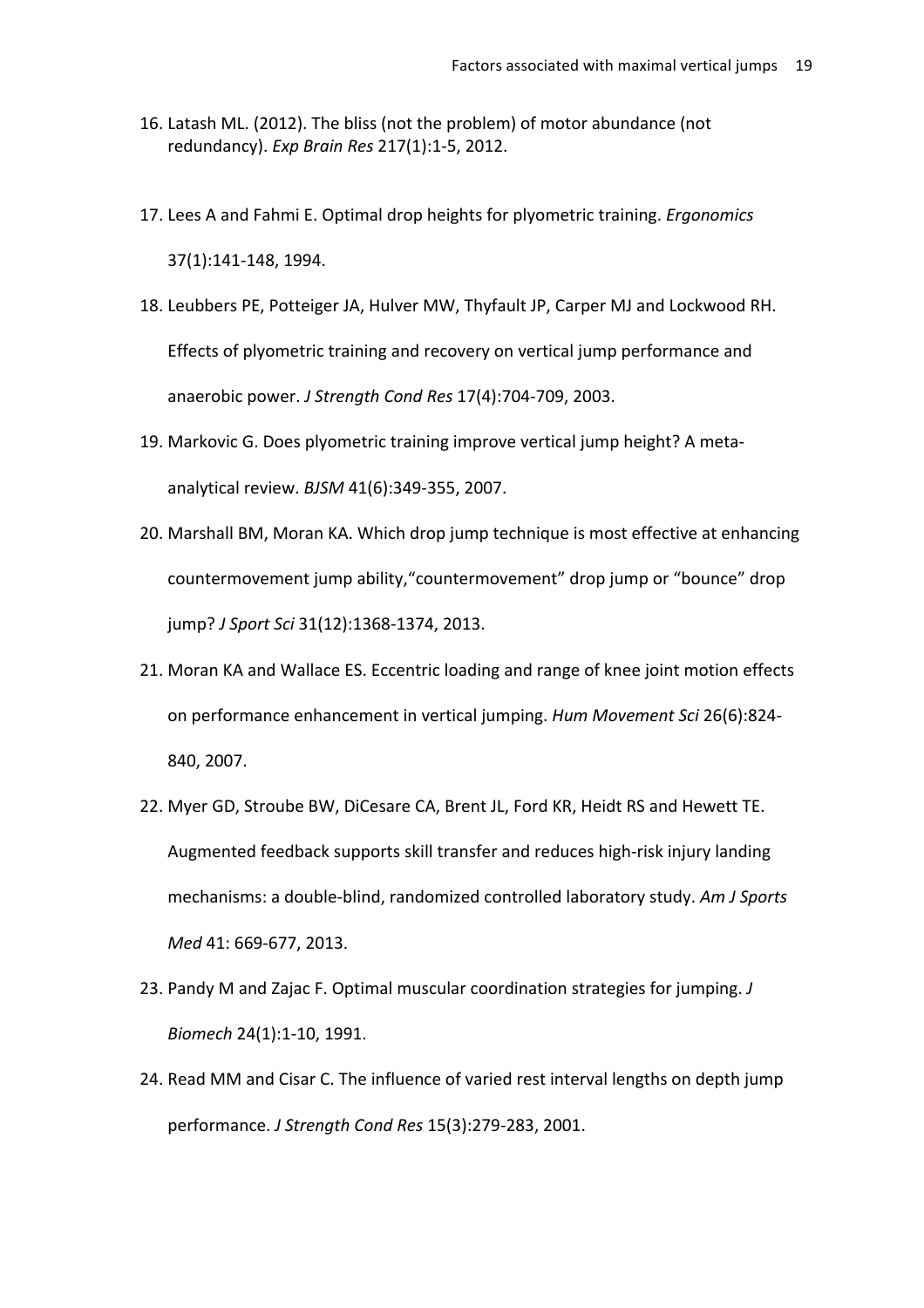16. Latash ML. (2012). The bliss (not the problem) of motor abundance (not redundancy). *Exp Brain Res* 217(1):1-5, 2012.

17. Lees A and Fahmi E. Optimal drop heights for plyometric training. *Ergonomics* 37(1):141-148, 1994.

18. Leubbers PE, Potteiger JA, Hulver MW, Thyfault JP, Carper MJ and Lockwood RH. Effects of plyometric training and recovery on vertical jump performance and anaerobic power. *J Strength Cond Res* 17(4):704-709, 2003.

19. Markovic G. Does plyometric training improve vertical jump height? A meta-analytical review. *BJSM* 41(6):349-355, 2007.

20. Marshall BM, Moran KA. Which drop jump technique is most effective at enhancing countermovement jump ability,“countermovement” drop jump or “bounce” drop jump? *J Sport Sci* 31(12):1368-1374, 2013.

21. Moran KA and Wallace ES. Eccentric loading and range of knee joint motion effects on performance enhancement in vertical jumping. *Hum Movement Sci* 26(6):824-840, 2007.

22. Myer GD, Stroube BW, DiCesare CA, Brent JL, Ford KR, Heidt RS and Hewett TE. Augmented feedback supports skill transfer and reduces high-risk injury landing mechanisms: a double-blind, randomized controlled laboratory study. *Am J Sports Med* 41: 669-677, 2013.

23. Pandy M and Zajac F. Optimal muscular coordination strategies for jumping. *J Biomech* 24(1):1-10, 1991.

24. Read MM and Cisar C. The influence of varied rest interval lengths on depth jump performance. *J Strength Cond Res* 15(3):279-283, 2001.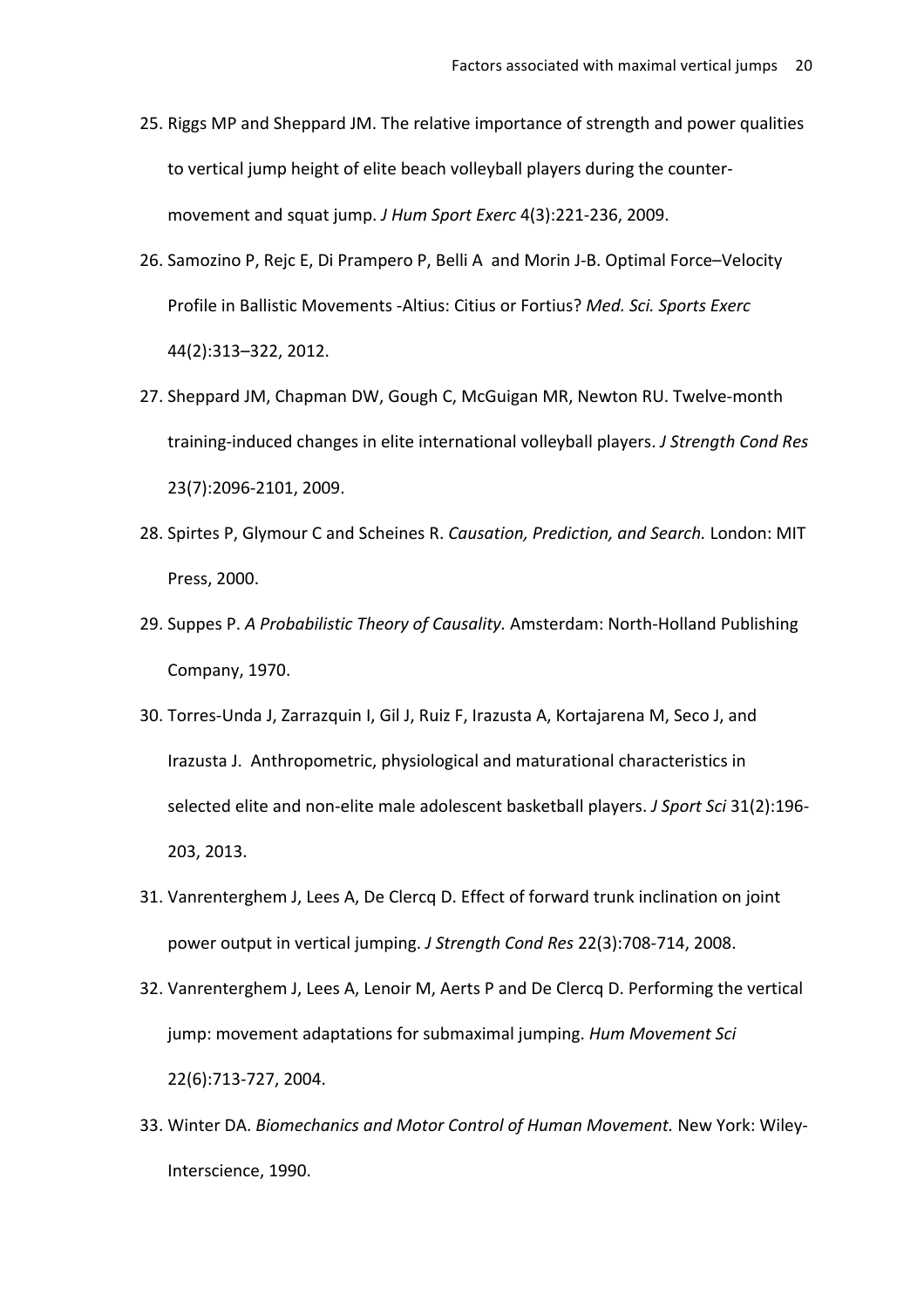25. Riggs MP and Sheppard JM. The relative importance of strength and power qualities to vertical jump height of elite beach volleyball players during the counter-movement and squat jump. *J Hum Sport Exerc* 4(3):221-236, 2009.

26. Samozino P, Rejc E, Di Prampero P, Belli A and Morin J-B. Optimal Force–Velocity Profile in Ballistic Movements -Altius: Citius or Fortius? *Med. Sci. Sports Exerc* 44(2):313–322, 2012.

27. Sheppard JM, Chapman DW, Gough C, McGuigan MR, Newton RU. Twelve-month training-induced changes in elite international volleyball players. *J Strength Cond Res* 23(7):2096-2101, 2009.

28. Spirtes P, Glymour C and Scheines R. *Causation, Prediction, and Search.* London: MIT Press, 2000.

29. Suppes P. *A Probabilistic Theory of Causality.* Amsterdam: North-Holland Publishing Company, 1970.

30. Torres-Unda J, Zarrazquin I, Gil J, Ruiz F, Irazusta A, Kortajarena M, Seco J, and Irazusta J. Anthropometric, physiological and maturational characteristics in selected elite and non-elite male adolescent basketball players. *J Sport Sci* 31(2):196-203, 2013.

31. Vanrenterghem J, Lees A, De Clercq D. Effect of forward trunk inclination on joint power output in vertical jumping. *J Strength Cond Res* 22(3):708-714, 2008.

32. Vanrenterghem J, Lees A, Lenoir M, Aerts P and De Clercq D. Performing the vertical jump: movement adaptations for submaximal jumping. *Hum Movement Sci* 22(6):713-727, 2004.

33. Winter DA. *Biomechanics and Motor Control of Human Movement.* New York: Wiley-Interscience, 1990.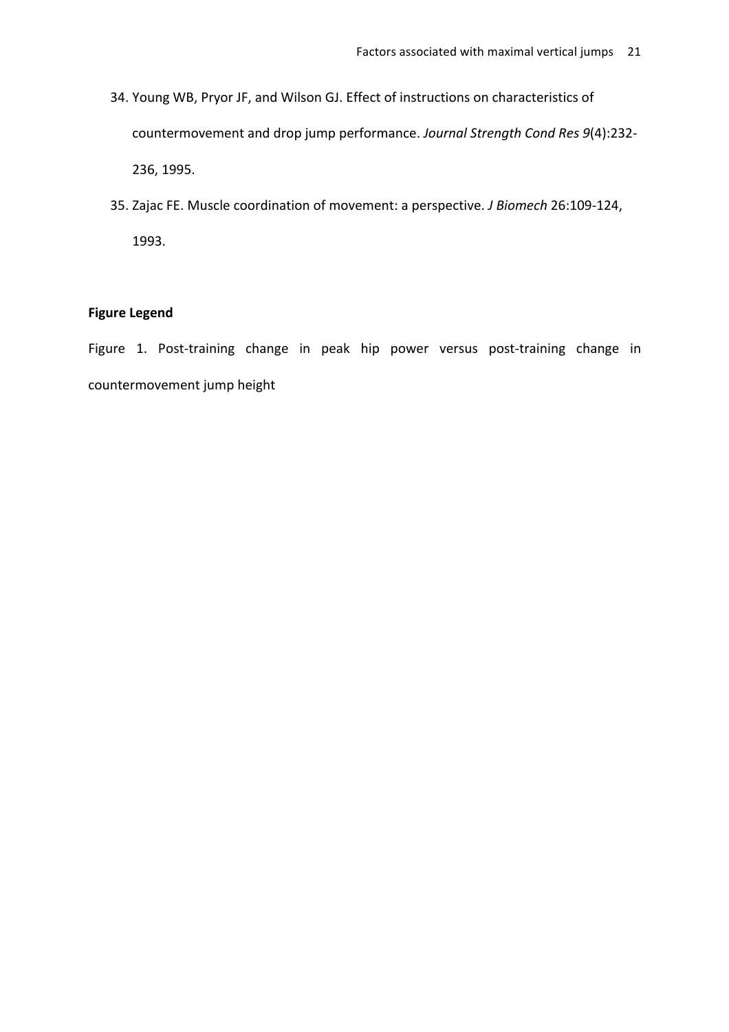34. Young WB, Pryor JF, and Wilson GJ. Effect of instructions on characteristics of countermovement and drop jump performance. *Journal Strength Cond Res 9*(4):232-236, 1995.

35. Zajac FE. Muscle coordination of movement: a perspective. *J Biomech* 26:109-124, 1993.

**Figure Legend**

Figure 1. Post-training change in peak hip power versus post-training change in countermovement jump height